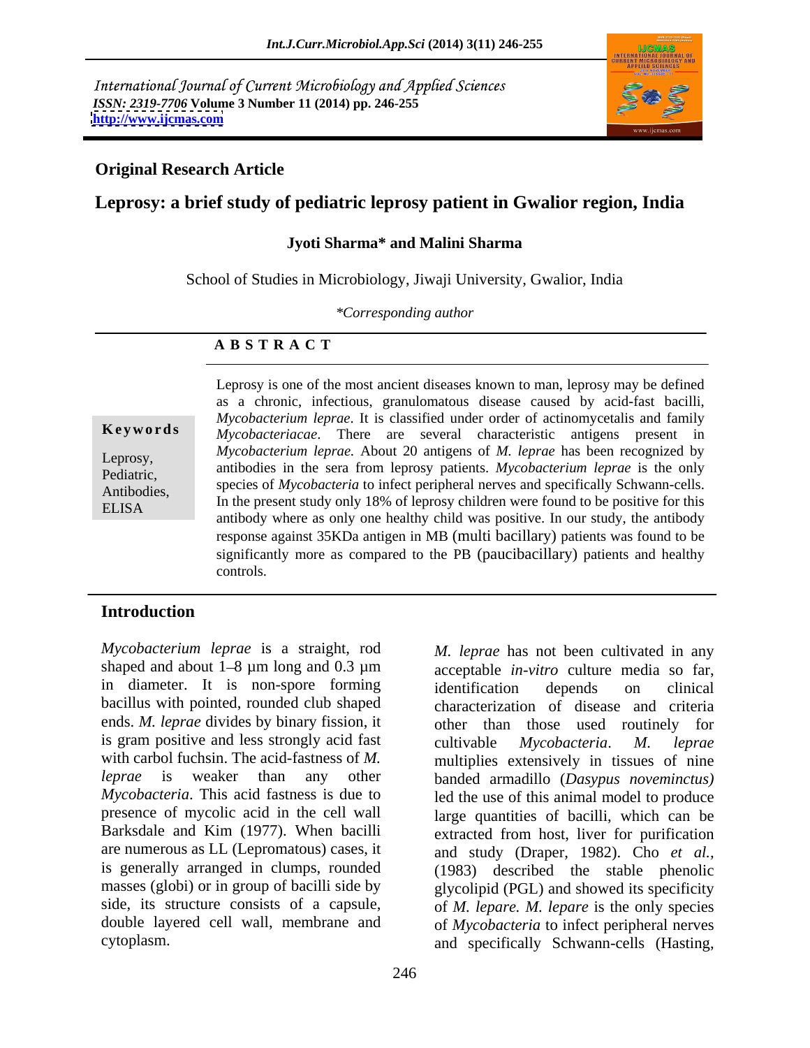International Journal of Current Microbiology and Applied Sciences
*ISSN: 2319-7706* **Volume 3 Number 11 (2014) pp. 246-255**
**http://www.ijcmas.com**

**Original Research Article**

# Leprosy: a brief study of pediatric leprosy patient in Gwalior region, India

**Jyoti Sharma\* and Malini Sharma**

School of Studies in Microbiology, Jiwaji University, Gwalior, India

*\*Corresponding author*

## A B S T R A C T

**Keywords**

Leprosy, Pediatric, Antibodies, ELISA

Leprosy is one of the most ancient diseases known to man, leprosy may be defined as a chronic, infectious, granulomatous disease caused by acid-fast bacilli, *Mycobacterium leprae*. It is classified under order of actinomycetalis and family *Mycobacteriacae*. There are several characteristic antigens present in *Mycobacterium leprae.* About 20 antigens of *M. leprae* has been recognized by antibodies in the sera from leprosy patients. *Mycobacterium leprae* is the only species of *Mycobacteria* to infect peripheral nerves and specifically Schwann-cells. In the present study only 18% of leprosy children were found to be positive for this antibody where as only one healthy child was positive. In our study, the antibody response against 35KDa antigen in MB (multi bacillary) patients was found to be significantly more as compared to the PB (paucibacillary) patients and healthy controls.

## Introduction

*Mycobacterium leprae* is a straight, rod shaped and about 1–8 µm long and 0.3 µm in diameter. It is non-spore forming bacillus with pointed, rounded club shaped ends. *M. leprae* divides by binary fission, it is gram positive and less strongly acid fast with carbol fuchsin. The acid-fastness of *M. leprae* is weaker than any other *Mycobacteria*. This acid fastness is due to presence of mycolic acid in the cell wall Barksdale and Kim (1977). When bacilli are numerous as LL (Lepromatous) cases, it is generally arranged in clumps, rounded masses (globi) or in group of bacilli side by side, its structure consists of a capsule, double layered cell wall, membrane and cytoplasm.

*M. leprae* has not been cultivated in any acceptable *in-vitro* culture media so far, identification depends on clinical characterization of disease and criteria other than those used routinely for cultivable *Mycobacteria*. *M. leprae* multiplies extensively in tissues of nine banded armadillo (*Dasypus noveminctus)* led the use of this animal model to produce large quantities of bacilli, which can be extracted from host, liver for purification and study (Draper, 1982). Cho *et al.,* (1983) described the stable phenolic glycolipid (PGL) and showed its specificity of *M. lepare. M. lepare* is the only species of *Mycobacteria* to infect peripheral nerves and specifically Schwann-cells (Hasting,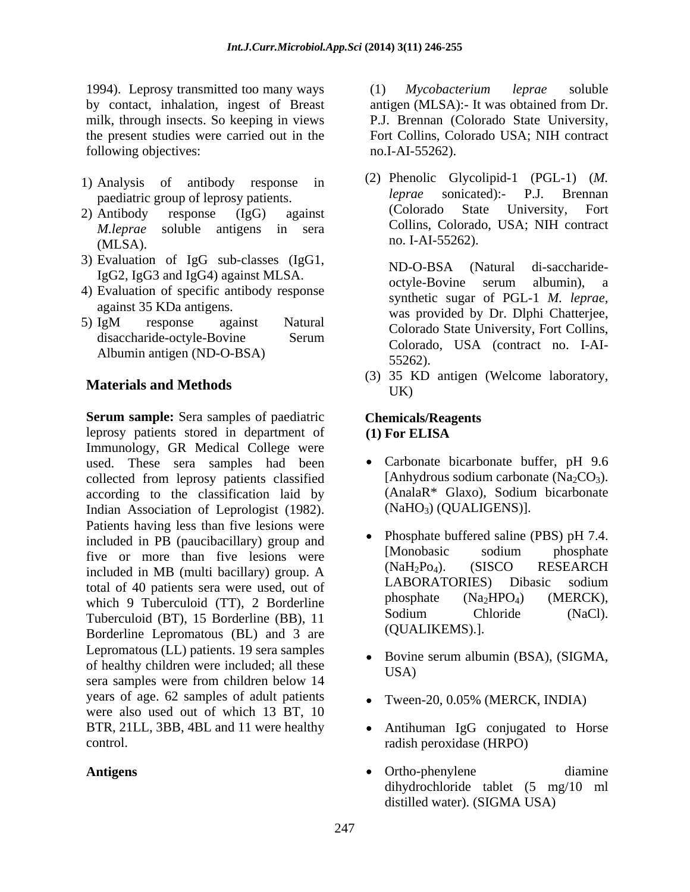1994). Leprosy transmitted too many ways by contact, inhalation, ingest of Breast milk, through insects. So keeping in views the present studies were carried out in the following objectives:

1) Analysis of antibody response in paediatric group of leprosy patients.
2) Antibody response (IgG) against *M.leprae* soluble antigens in sera (MLSA).
3) Evaluation of IgG sub-classes (IgG1, IgG2, IgG3 and IgG4) against MLSA.
4) Evaluation of specific antibody response against 35 KDa antigens.
5) IgM response against Natural disaccharide-octyle-Bovine Serum Albumin antigen (ND-O-BSA)

## Materials and Methods

**Serum sample:** Sera samples of paediatric leprosy patients stored in department of Immunology, GR Medical College were used. These sera samples had been collected from leprosy patients classified according to the classification laid by Indian Association of Leprologist (1982). Patients having less than five lesions were included in PB (paucibacillary) group and five or more than five lesions were included in MB (multi bacillary) group. A total of 40 patients sera were used, out of which 9 Tuberculoid (TT), 2 Borderline Tuberculoid (BT), 15 Borderline (BB), 11 Borderline Lepromatous (BL) and 3 are Lepromatous (LL) patients. 19 sera samples of healthy children were included; all these sera samples were from children below 14 years of age. 62 samples of adult patients were also used out of which 13 BT, 10 BTR, 21LL, 3BB, 4BL and 11 were healthy control.

**Antigens**

(1) *Mycobacterium leprae* soluble antigen (MLSA):- It was obtained from Dr. P.J. Brennan (Colorado State University, Fort Collins, Colorado USA; NIH contract no.I-AI-55262).

(2) Phenolic Glycolipid-1 (PGL-1) (*M. leprae* sonicated):- P.J. Brennan (Colorado State University, Fort Collins, Colorado, USA; NIH contract no. I-AI-55262).

ND-O-BSA (Natural di-saccharide-octyle-Bovine serum albumin), a synthetic sugar of PGL-1 *M. leprae*, was provided by Dr. Dlphi Chatterjee, Colorado State University, Fort Collins, Colorado, USA (contract no. I-AI-55262).

(3) 35 KD antigen (Welcome laboratory, UK)

**Chemicals/Reagents**

**(1) For ELISA**

- Carbonate bicarbonate buffer, pH 9.6 [Anhydrous sodium carbonate ($Na_2CO_3$). (AnalaR* Glaxo), Sodium bicarbonate ($NaHO_3$) (QUALIGENS)].
- Phosphate buffered saline (PBS) pH 7.4. [Monobasic sodium phosphate ($NaH_2Po_4$). (SISCO RESEARCH LABORATORIES) Dibasic sodium phosphate ($Na_2HPO_4$) (MERCK), Sodium Chloride (NaCl). (QUALIKEMS).].
- Bovine serum albumin (BSA), (SIGMA, USA)
- Tween-20, 0.05% (MERCK, INDIA)
- Antihuman IgG conjugated to Horse radish peroxidase (HRPO)
- Ortho-phenylene diamine dihydrochloride tablet (5 mg/10 ml distilled water). (SIGMA USA)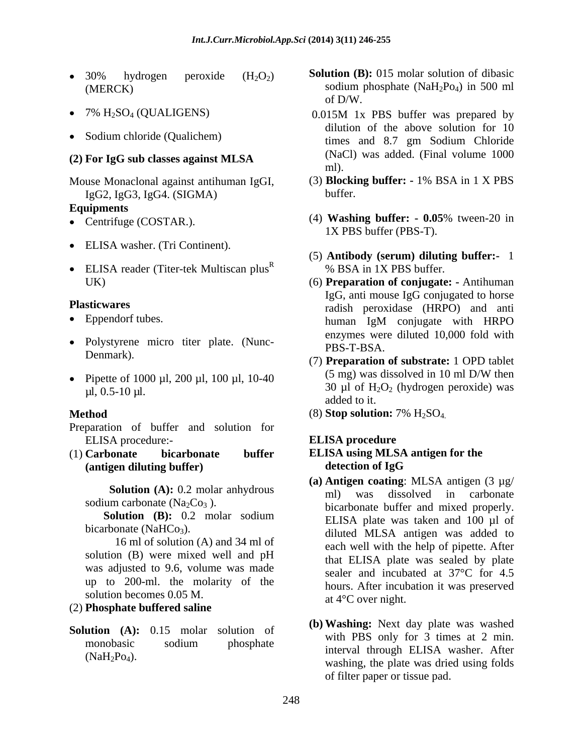- 30% hydrogen peroxide ($H_2O_2$) (MERCK)
- 7% $H_2SO_4$ (QUALIGENS)
- Sodium chloride (Qualichem)

**(2) For IgG sub classes against MLSA**

Mouse Monaclonal against antihuman IgGI, IgG2, IgG3, IgG4. (SIGMA)

**Equipments**

- Centrifuge (COSTAR.).
- ELISA washer. (Tri Continent).
- ELISA reader (Titer-tek Multiscan plus[R] UK)

**Plasticwares**

- Eppendorf tubes.
- Polystyrene micro titer plate. (Nunc-Denmark).
- Pipette of 1000 µl, 200 µl, 100 µl, 10-40 µl, 0.5-10 µl.

**Method**

Preparation of buffer and solution for ELISA procedure:-

(1) **Carbonate bicarbonate buffer (antigen diluting buffer)**

**Solution (A):** 0.2 molar anhydrous sodium carbonate ($Na_2Co_3$ ).

**Solution (B):** 0.2 molar sodium bicarbonate ($NaHCo_3$).

16 ml of solution (A) and 34 ml of solution (B) were mixed well and pH was adjusted to 9.6, volume was made up to 200-ml. the molarity of the solution becomes 0.05 M.

(2) **Phosphate buffered saline**

**Solution (A):** 0.15 molar solution of monobasic sodium phosphate ($NaH_2Po_4$).

**Solution (B):** 015 molar solution of dibasic sodium phosphate ($NaH_2Po_4$) in 500 ml of D/W.

0.015M 1x PBS buffer was prepared by dilution of the above solution for 10 times and 8.7 gm Sodium Chloride (NaCl) was added. (Final volume 1000 ml).

(3) **Blocking buffer: -** 1% BSA in 1 X PBS buffer.

(4) **Washing buffer: - 0.05**% tween-20 in 1X PBS buffer (PBS-T).

(5) **Antibody (serum) diluting buffer:-** 1 % BSA in 1X PBS buffer.

(6) **Preparation of conjugate: -** Antihuman IgG, anti mouse IgG conjugated to horse radish peroxidase (HRPO) and anti human IgM conjugate with HRPO enzymes were diluted 10,000 fold with PBS-T-BSA.

(7) **Preparation of substrate:** 1 OPD tablet (5 mg) was dissolved in 10 ml D/W then 30 µl of $H_2O_2$ (hydrogen peroxide) was added to it.

(8) **Stop solution:** 7% $H_2SO_4$.

**ELISA procedure**

**ELISA using MLSA antigen for the detection of IgG**

**(a) Antigen coating**: MLSA antigen (3 µg/ ml) was dissolved in carbonate bicarbonate buffer and mixed properly. ELISA plate was taken and 100 µl of diluted MLSA antigen was added to each well with the help of pipette. After that ELISA plate was sealed by plate sealer and incubated at 37°C for 4.5 hours. After incubation it was preserved at 4°C over night.

**(b) Washing:** Next day plate was washed with PBS only for 3 times at 2 min. interval through ELISA washer. After washing, the plate was dried using folds of filter paper or tissue pad.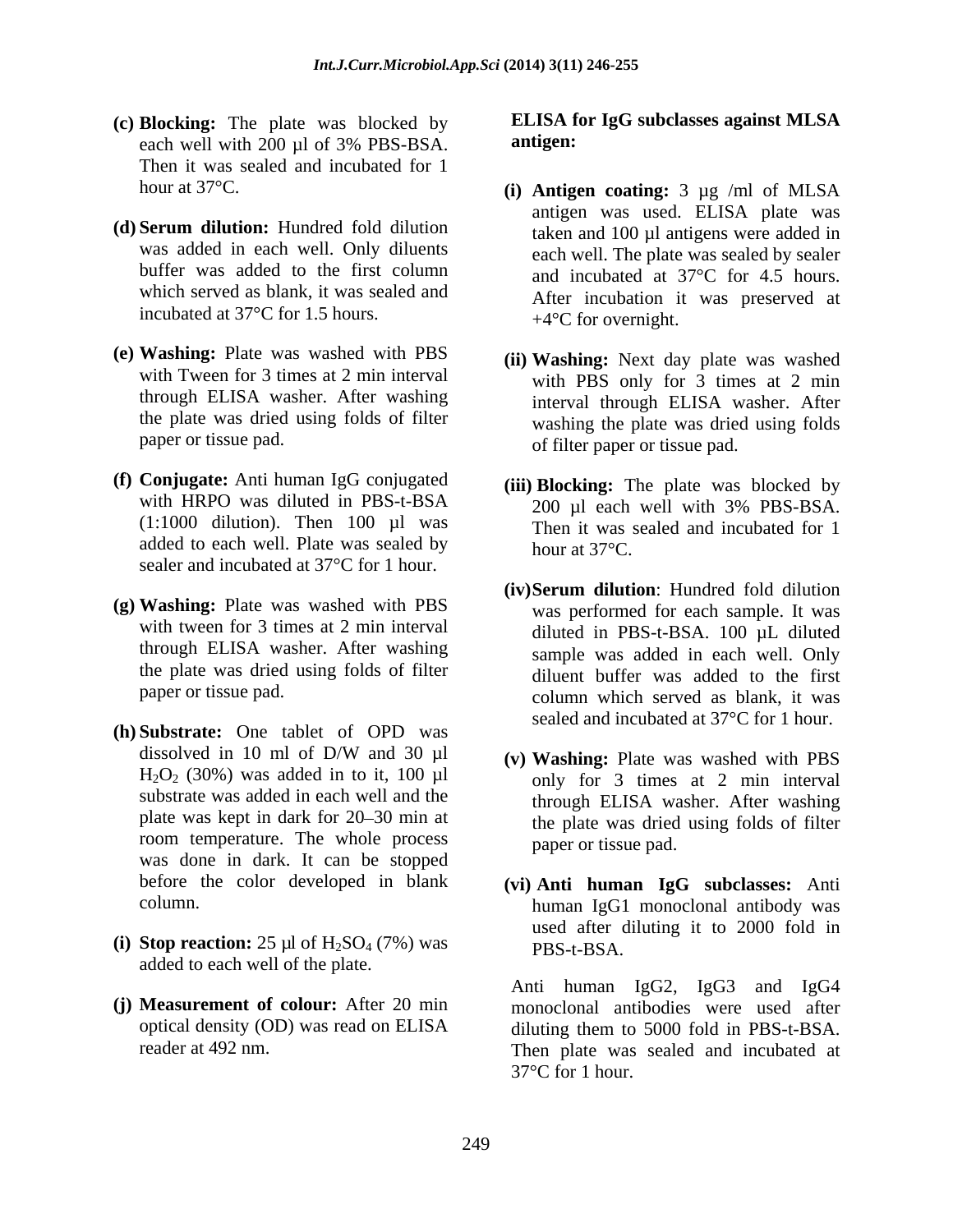**(c) Blocking:** The plate was blocked by each well with 200 µl of 3% PBS-BSA. Then it was sealed and incubated for 1 hour at 37°C.

**(d) Serum dilution:** Hundred fold dilution was added in each well. Only diluents buffer was added to the first column which served as blank, it was sealed and incubated at 37°C for 1.5 hours.

**(e) Washing:** Plate was washed with PBS with Tween for 3 times at 2 min interval through ELISA washer. After washing the plate was dried using folds of filter paper or tissue pad.

**(f) Conjugate:** Anti human IgG conjugated with HRPO was diluted in PBS-t-BSA (1:1000 dilution). Then 100 µl was added to each well. Plate was sealed by sealer and incubated at 37°C for 1 hour.

**(g) Washing:** Plate was washed with PBS with tween for 3 times at 2 min interval through ELISA washer. After washing the plate was dried using folds of filter paper or tissue pad.

**(h) Substrate:** One tablet of OPD was dissolved in 10 ml of D/W and 30 µl $H_2O_2$ (30%) was added in to it, 100 µl substrate was added in each well and the plate was kept in dark for 20–30 min at room temperature. The whole process was done in dark. It can be stopped before the color developed in blank column.

**(i) Stop reaction:** 25 µl of $H_2SO_4$ (7%) was added to each well of the plate.

**(j) Measurement of colour:** After 20 min optical density (OD) was read on ELISA reader at 492 nm.

**ELISA for IgG subclasses against MLSA antigen:**

**(i) Antigen coating:** 3 µg /ml of MLSA antigen was used. ELISA plate was taken and 100 µl antigens were added in each well. The plate was sealed by sealer and incubated at 37°C for 4.5 hours. After incubation it was preserved at +4°C for overnight.

**(ii) Washing:** Next day plate was washed with PBS only for 3 times at 2 min interval through ELISA washer. After washing the plate was dried using folds of filter paper or tissue pad.

**(iii) Blocking:** The plate was blocked by 200 µl each well with 3% PBS-BSA. Then it was sealed and incubated for 1 hour at 37°C.

**(iv) Serum dilution**: Hundred fold dilution was performed for each sample. It was diluted in PBS-t-BSA. 100 µL diluted sample was added in each well. Only diluent buffer was added to the first column which served as blank, it was sealed and incubated at 37°C for 1 hour.

**(v) Washing:** Plate was washed with PBS only for 3 times at 2 min interval through ELISA washer. After washing the plate was dried using folds of filter paper or tissue pad.

**(vi) Anti human IgG subclasses:** Anti human IgG1 monoclonal antibody was used after diluting it to 2000 fold in PBS-t-BSA.

Anti human IgG2, IgG3 and IgG4 monoclonal antibodies were used after diluting them to 5000 fold in PBS-t-BSA. Then plate was sealed and incubated at 37°C for 1 hour.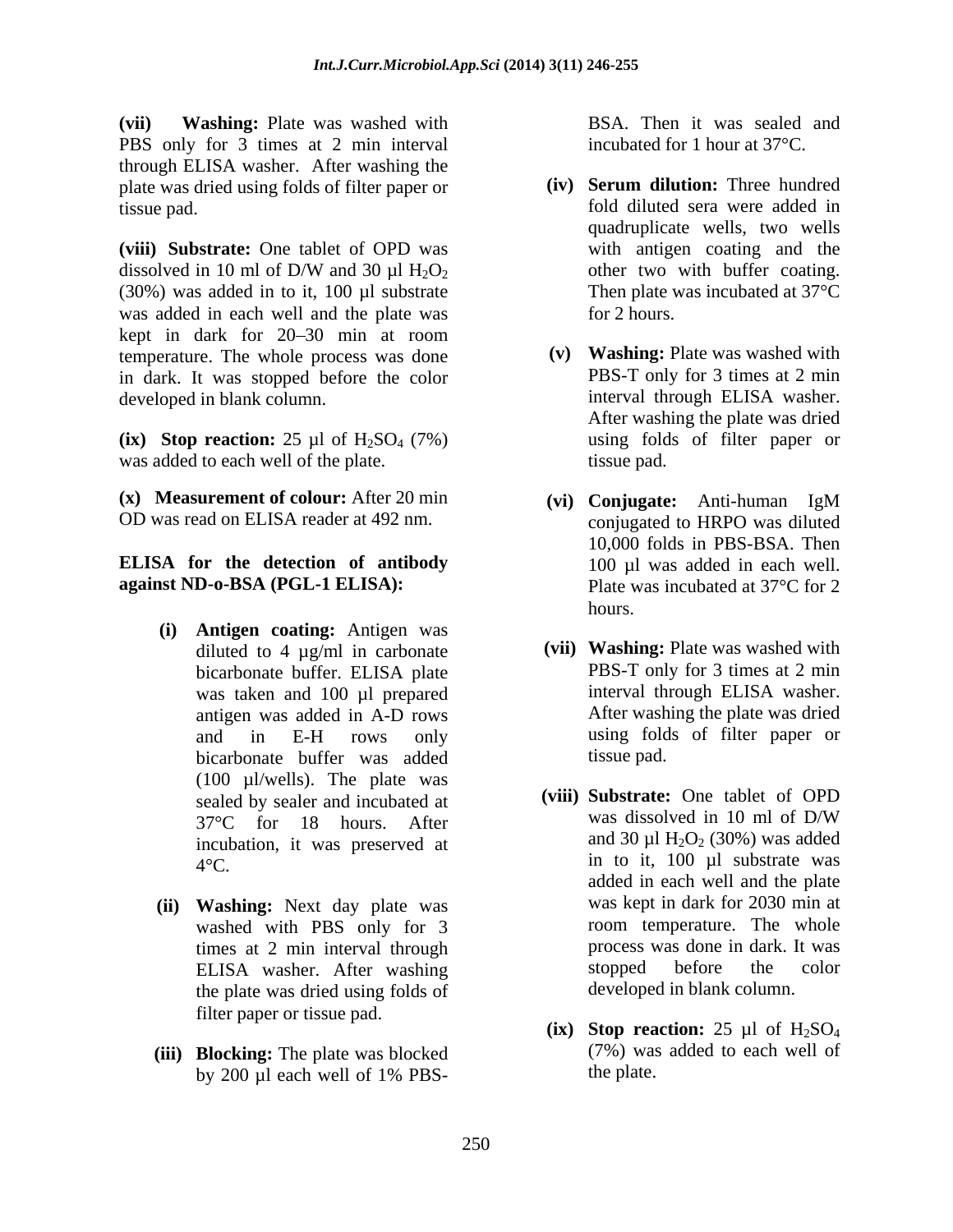**(vii) Washing:** Plate was washed with PBS only for 3 times at 2 min interval through ELISA washer. After washing the plate was dried using folds of filter paper or tissue pad.

**(viii) Substrate:** One tablet of OPD was dissolved in 10 ml of D/W and 30 µl $H_2O_2$ (30%) was added in to it, 100 µl substrate was added in each well and the plate was kept in dark for 20–30 min at room temperature. The whole process was done in dark. It was stopped before the color developed in blank column.

**(ix) Stop reaction:** 25 µl of $H_2SO_4$ (7%) was added to each well of the plate.

**(x) Measurement of colour:** After 20 min OD was read on ELISA reader at 492 nm.

**ELISA for the detection of antibody against ND-o-BSA (PGL-1 ELISA):**

**(i) Antigen coating:** Antigen was diluted to 4 µg/ml in carbonate bicarbonate buffer. ELISA plate was taken and 100 µl prepared antigen was added in A-D rows and in E-H rows only bicarbonate buffer was added (100 µl/wells). The plate was sealed by sealer and incubated at 37°C for 18 hours. After incubation, it was preserved at 4°C.

**(ii) Washing:** Next day plate was washed with PBS only for 3 times at 2 min interval through ELISA washer. After washing the plate was dried using folds of filter paper or tissue pad.

**(iii) Blocking:** The plate was blocked by 200 µl each well of 1% PBS-BSA. Then it was sealed and incubated for 1 hour at 37°C.

**(iv) Serum dilution:** Three hundred fold diluted sera were added in quadruplicate wells, two wells with antigen coating and the other two with buffer coating. Then plate was incubated at 37°C for 2 hours.

**(v) Washing:** Plate was washed with PBS-T only for 3 times at 2 min interval through ELISA washer. After washing the plate was dried using folds of filter paper or tissue pad.

**(vi) Conjugate:** Anti-human IgM conjugated to HRPO was diluted 10,000 folds in PBS-BSA. Then 100 µl was added in each well. Plate was incubated at 37°C for 2 hours.

**(vii) Washing:** Plate was washed with PBS-T only for 3 times at 2 min interval through ELISA washer. After washing the plate was dried using folds of filter paper or tissue pad.

**(viii) Substrate:** One tablet of OPD was dissolved in 10 ml of D/W and 30 µl $H_2O_2$ (30%) was added in to it, 100 µl substrate was added in each well and the plate was kept in dark for 2030 min at room temperature. The whole process was done in dark. It was stopped before the color developed in blank column.

**(ix) Stop reaction:** 25 µl of $H_2SO_4$ (7%) was added to each well of the plate.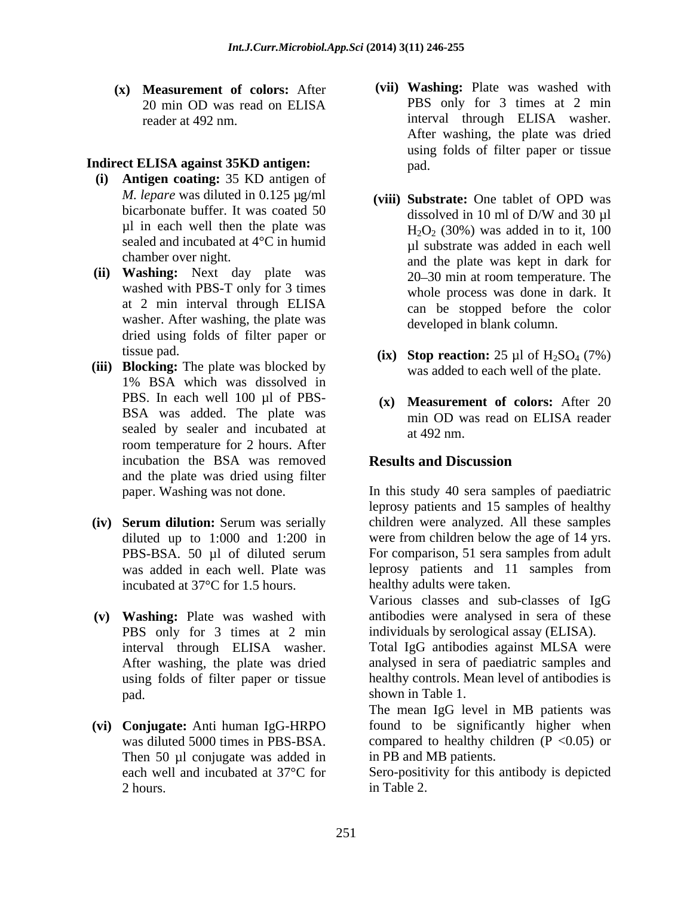**(x) Measurement of colors:** After 20 min OD was read on ELISA reader at 492 nm.

**Indirect ELISA against 35KD antigen:**

**(i) Antigen coating:** 35 KD antigen of *M. lepare* was diluted in 0.125 µg/ml bicarbonate buffer. It was coated 50 µl in each well then the plate was sealed and incubated at 4°C in humid chamber over night.

**(ii) Washing:** Next day plate was washed with PBS-T only for 3 times at 2 min interval through ELISA washer. After washing, the plate was dried using folds of filter paper or tissue pad.

**(iii) Blocking:** The plate was blocked by 1% BSA which was dissolved in PBS. In each well 100 µl of PBS-BSA was added. The plate was sealed by sealer and incubated at room temperature for 2 hours. After incubation the BSA was removed and the plate was dried using filter paper. Washing was not done.

**(iv) Serum dilution:** Serum was serially diluted up to 1:000 and 1:200 in PBS-BSA. 50 µl of diluted serum was added in each well. Plate was incubated at 37°C for 1.5 hours.

**(v) Washing:** Plate was washed with PBS only for 3 times at 2 min interval through ELISA washer. After washing, the plate was dried using folds of filter paper or tissue pad.

**(vi) Conjugate:** Anti human IgG-HRPO was diluted 5000 times in PBS-BSA. Then 50 µl conjugate was added in each well and incubated at 37°C for 2 hours.

**(vii) Washing:** Plate was washed with PBS only for 3 times at 2 min interval through ELISA washer. After washing, the plate was dried using folds of filter paper or tissue pad.

**(viii) Substrate:** One tablet of OPD was dissolved in 10 ml of D/W and 30 µl $H_2O_2$ (30%) was added in to it, 100 µl substrate was added in each well and the plate was kept in dark for 20–30 min at room temperature. The whole process was done in dark. It can be stopped before the color developed in blank column.

**(ix) Stop reaction:** 25 µl of $H_2SO_4$ (7%) was added to each well of the plate.

**(x) Measurement of colors:** After 20 min OD was read on ELISA reader at 492 nm.

## Results and Discussion

In this study 40 sera samples of paediatric leprosy patients and 15 samples of healthy children were analyzed. All these samples were from children below the age of 14 yrs. For comparison, 51 sera samples from adult leprosy patients and 11 samples from healthy adults were taken.

Various classes and sub-classes of IgG antibodies were analysed in sera of these individuals by serological assay (ELISA).

Total IgG antibodies against MLSA were analysed in sera of paediatric samples and healthy controls. Mean level of antibodies is shown in Table 1.

The mean IgG level in MB patients was found to be significantly higher when compared to healthy children ($P < 0.05$) or in PB and MB patients.

Sero-positivity for this antibody is depicted in Table 2.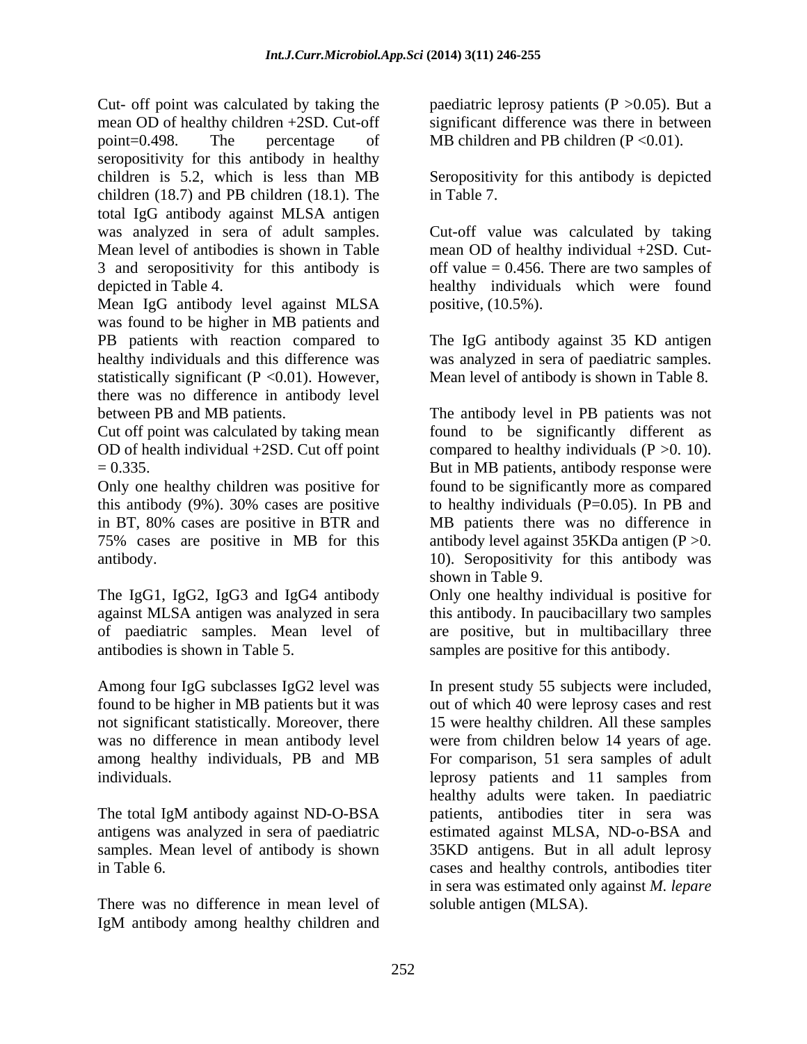Cut- off point was calculated by taking the mean OD of healthy children +2SD. Cut-off point=0.498. The percentage of seropositivity for this antibody in healthy children is 5.2, which is less than MB children (18.7) and PB children (18.1). The total IgG antibody against MLSA antigen was analyzed in sera of adult samples. Mean level of antibodies is shown in Table 3 and seropositivity for this antibody is depicted in Table 4.

Mean IgG antibody level against MLSA was found to be higher in MB patients and PB patients with reaction compared to healthy individuals and this difference was statistically significant ($P < 0.01$). However, there was no difference in antibody level between PB and MB patients.

Cut off point was calculated by taking mean OD of health individual +2SD. Cut off point = 0.335.

Only one healthy children was positive for this antibody (9%). 30% cases are positive in BT, 80% cases are positive in BTR and 75% cases are positive in MB for this antibody.

The IgG1, IgG2, IgG3 and IgG4 antibody against MLSA antigen was analyzed in sera of paediatric samples. Mean level of antibodies is shown in Table 5.

Among four IgG subclasses IgG2 level was found to be higher in MB patients but it was not significant statistically. Moreover, there was no difference in mean antibody level among healthy individuals, PB and MB individuals.

The total IgM antibody against ND-O-BSA antigens was analyzed in sera of paediatric samples. Mean level of antibody is shown in Table 6.

There was no difference in mean level of IgM antibody among healthy children and paediatric leprosy patients ($P > 0.05$). But a significant difference was there in between MB children and PB children ($P < 0.01$).

Seropositivity for this antibody is depicted in Table 7.

Cut-off value was calculated by taking mean OD of healthy individual +2SD. Cut-off value = 0.456. There are two samples of healthy individuals which were found positive, (10.5%).

The IgG antibody against 35 KD antigen was analyzed in sera of paediatric samples. Mean level of antibody is shown in Table 8.

The antibody level in PB patients was not found to be significantly different as compared to healthy individuals ($P > 0.10$). But in MB patients, antibody response were found to be significantly more as compared to healthy individuals ($P = 0.05$). In PB and MB patients there was no difference in antibody level against 35KDa antigen ($P > 0.10$). Seropositivity for this antibody was shown in Table 9.

Only one healthy individual is positive for this antibody. In paucibacillary two samples are positive, but in multibacillary three samples are positive for this antibody.

In present study 55 subjects were included, out of which 40 were leprosy cases and rest 15 were healthy children. All these samples were from children below 14 years of age. For comparison, 51 sera samples of adult leprosy patients and 11 samples from healthy adults were taken. In paediatric patients, antibodies titer in sera was estimated against MLSA, ND-o-BSA and 35KD antigens. But in all adult leprosy cases and healthy controls, antibodies titer in sera was estimated only against *M. lepare* soluble antigen (MLSA).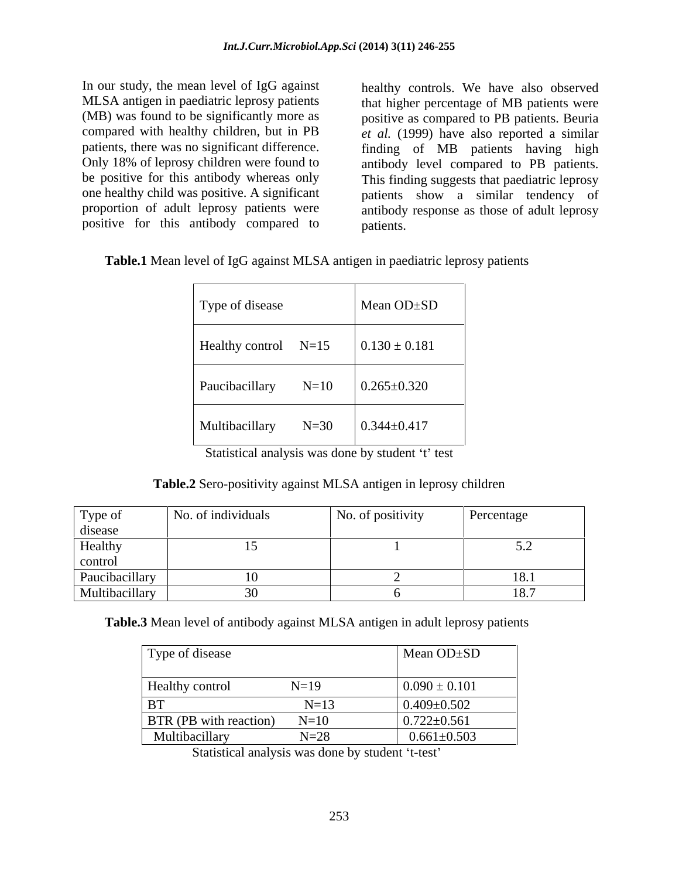In our study, the mean level of IgG against MLSA antigen in paediatric leprosy patients (MB) was found to be significantly more as compared with healthy children, but in PB patients, there was no significant difference. Only 18% of leprosy children were found to be positive for this antibody whereas only one healthy child was positive. A significant proportion of adult leprosy patients were positive for this antibody compared to healthy controls. We have also observed that higher percentage of MB patients were positive as compared to PB patients. Beuria *et al.* (1999) have also reported a similar finding of MB patients having high antibody level compared to PB patients. This finding suggests that paediatric leprosy patients show a similar tendency of antibody response as those of adult leprosy patients.

**Table.1** Mean level of IgG against MLSA antigen in paediatric leprosy patients

| Type of disease | Mean OD±SD |
|---|---|
| Healthy control N=15 | 0.130 ± 0.181 |
| Paucibacillary N=10 | 0.265±0.320 |
| Multibacillary N=30 | 0.344±0.417 |

Statistical analysis was done by student 't' test

**Table.2** Sero-positivity against MLSA antigen in leprosy children

| Type of disease | No. of individuals | No. of positivity | Percentage |
|---|---|---|---|
| Healthy control | 15 | 1 | 5.2 |
| Paucibacillary | 10 | 2 | 18.1 |
| Multibacillary | 30 | 6 | 18.7 |

**Table.3** Mean level of antibody against MLSA antigen in adult leprosy patients

| Type of disease | Mean OD±SD |
|---|---|
| Healthy control N=19 | 0.090 ± 0.101 |
| BT N=13 | 0.409±0.502 |
| BTR (PB with reaction) N=10 | 0.722±0.561 |
| Multibacillary N=28 | 0.661±0.503 |

Statistical analysis was done by student 't-test'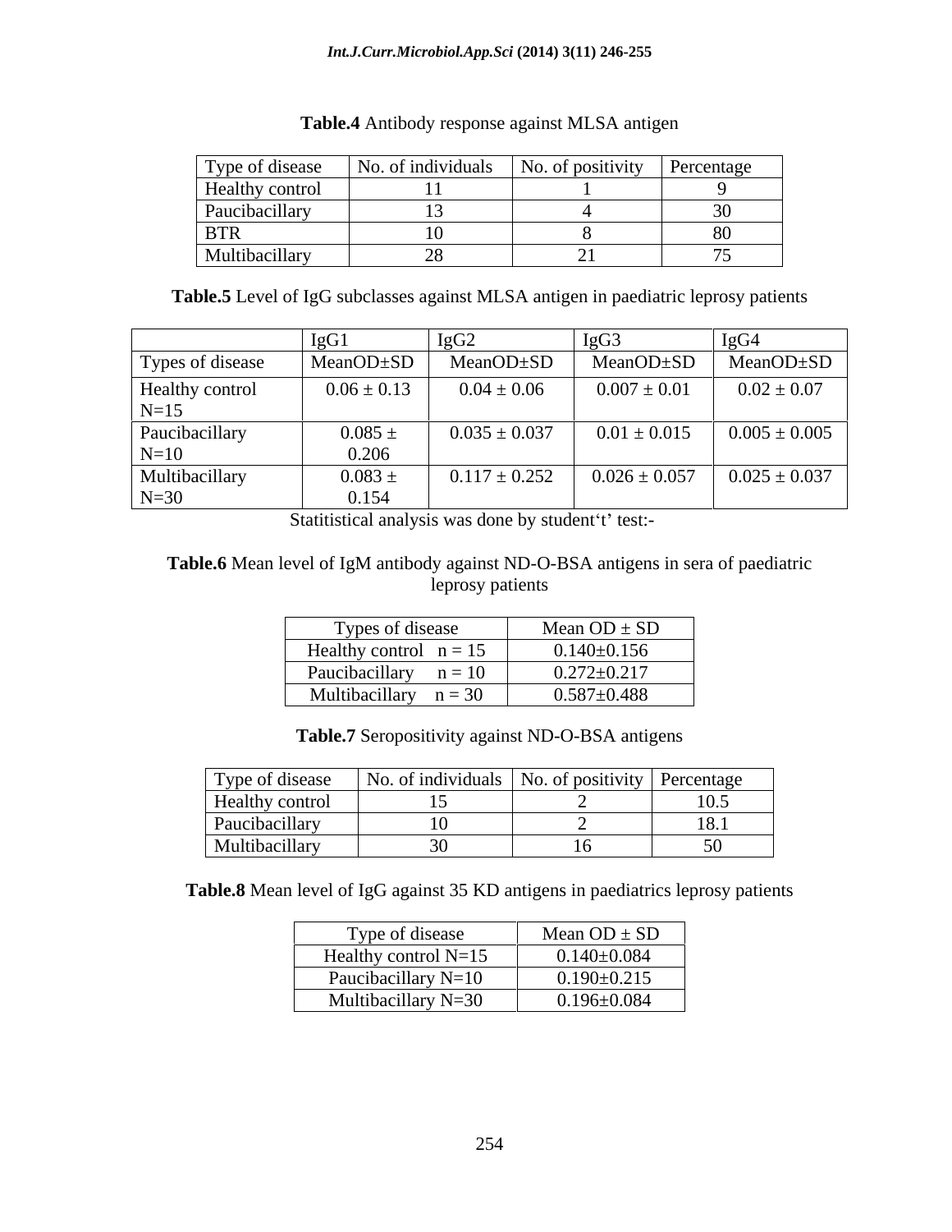**Table.4** Antibody response against MLSA antigen

| Type of disease | No. of individuals | No. of positivity | Percentage |
|---|---|---|---|
| Healthy control | 11 | 1 | 9 |
| Paucibacillary | 13 | 4 | 30 |
| BTR | 10 | 8 | 80 |
| Multibacillary | 28 | 21 | 75 |

**Table.5** Level of IgG subclasses against MLSA antigen in paediatric leprosy patients

| | IgG1 | IgG2 | IgG3 | IgG4 |
|---|---|---|---|---|
| Types of disease | MeanOD±SD | MeanOD±SD | MeanOD±SD | MeanOD±SD |
| Healthy control N=15 | 0.06 ± 0.13 | 0.04 ± 0.06 | 0.007 ± 0.01 | 0.02 ± 0.07 |
| Paucibacillary N=10 | 0.085 ± 0.206 | 0.035 ± 0.037 | 0.01 ± 0.015 | 0.005 ± 0.005 |
| Multibacillary N=30 | 0.083 ± 0.154 | 0.117 ± 0.252 | 0.026 ± 0.057 | 0.025 ± 0.037 |

Statitistical analysis was done by student't' test:-

**Table.6** Mean level of IgM antibody against ND-O-BSA antigens in sera of paediatric leprosy patients

| Types of disease | Mean OD ± SD |
|---|---|
| Healthy control n = 15 | 0.140±0.156 |
| Paucibacillary n = 10 | 0.272±0.217 |
| Multibacillary n = 30 | 0.587±0.488 |

**Table.7** Seropositivity against ND-O-BSA antigens

| Type of disease | No. of individuals | No. of positivity | Percentage |
|---|---|---|---|
| Healthy control | 15 | 2 | 10.5 |
| Paucibacillary | 10 | 2 | 18.1 |
| Multibacillary | 30 | 16 | 50 |

**Table.8** Mean level of IgG against 35 KD antigens in paediatrics leprosy patients

| Type of disease | Mean OD ± SD |
|---|---|
| Healthy control N=15 | 0.140±0.084 |
| Paucibacillary N=10 | 0.190±0.215 |
| Multibacillary N=30 | 0.196±0.084 |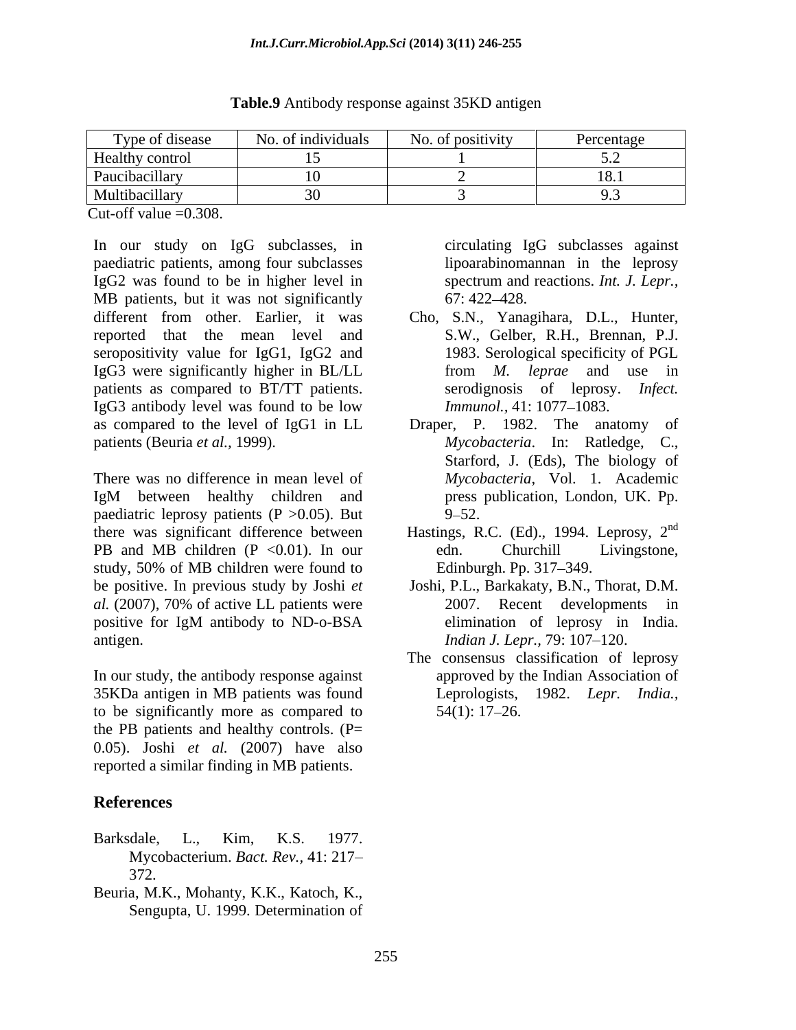**Table.9** Antibody response against 35KD antigen

| Type of disease | No. of individuals | No. of positivity | Percentage |
|---|---|---|---|
| Healthy control | 15 | 1 | 5.2 |
| Paucibacillary | 10 | 2 | 18.1 |
| Multibacillary | 30 | 3 | 9.3 |

Cut-off value =0.308.

In our study on IgG subclasses, in paediatric patients, among four subclasses IgG2 was found to be in higher level in MB patients, but it was not significantly different from other. Earlier, it was reported that the mean level and seropositivity value for IgG1, IgG2 and IgG3 were significantly higher in BL/LL patients as compared to BT/TT patients. IgG3 antibody level was found to be low as compared to the level of IgG1 in LL patients (Beuria *et al.,* 1999).

There was no difference in mean level of IgM between healthy children and paediatric leprosy patients (P >0.05). But there was significant difference between PB and MB children (P <0.01). In our study, 50% of MB children were found to be positive. In previous study by Joshi *et al.* (2007), 70% of active LL patients were positive for IgM antibody to ND-o-BSA antigen.

In our study, the antibody response against 35KDa antigen in MB patients was found to be significantly more as compared to the PB patients and healthy controls. (P= 0.05). Joshi *et al.* (2007) have also reported a similar finding in MB patients.

## References

Barksdale, L., Kim, K.S. 1977. Mycobacterium. *Bact. Rev.,* 41: 217–372.

Beuria, M.K., Mohanty, K.K., Katoch, K., Sengupta, U. 1999. Determination of circulating IgG subclasses against lipoarabinomannan in the leprosy spectrum and reactions. *Int. J. Lepr.*, 67: 422–428.

Cho, S.N., Yanagihara, D.L., Hunter, S.W., Gelber, R.H., Brennan, P.J. 1983. Serological specificity of PGL from *M. leprae* and use in serodignosis of leprosy. *Infect. Immunol.,* 41: 1077–1083.

Draper, P. 1982. The anatomy of *Mycobacteria*. In: Ratledge, C., Starford, J. (Eds), The biology of *Mycobacteria*, Vol. 1. Academic press publication, London, UK. Pp. 9–52.

Hastings, R.C. (Ed)., 1994. Leprosy, 2nd edn. Churchill Livingstone, Edinburgh. Pp. 317–349.

Joshi, P.L., Barkakaty, B.N., Thorat, D.M. 2007. Recent developments in elimination of leprosy in India. *Indian J. Lepr.,* 79: 107–120.

The consensus classification of leprosy approved by the Indian Association of Leprologists, 1982. *Lepr. India.,* 54(1): 17–26.